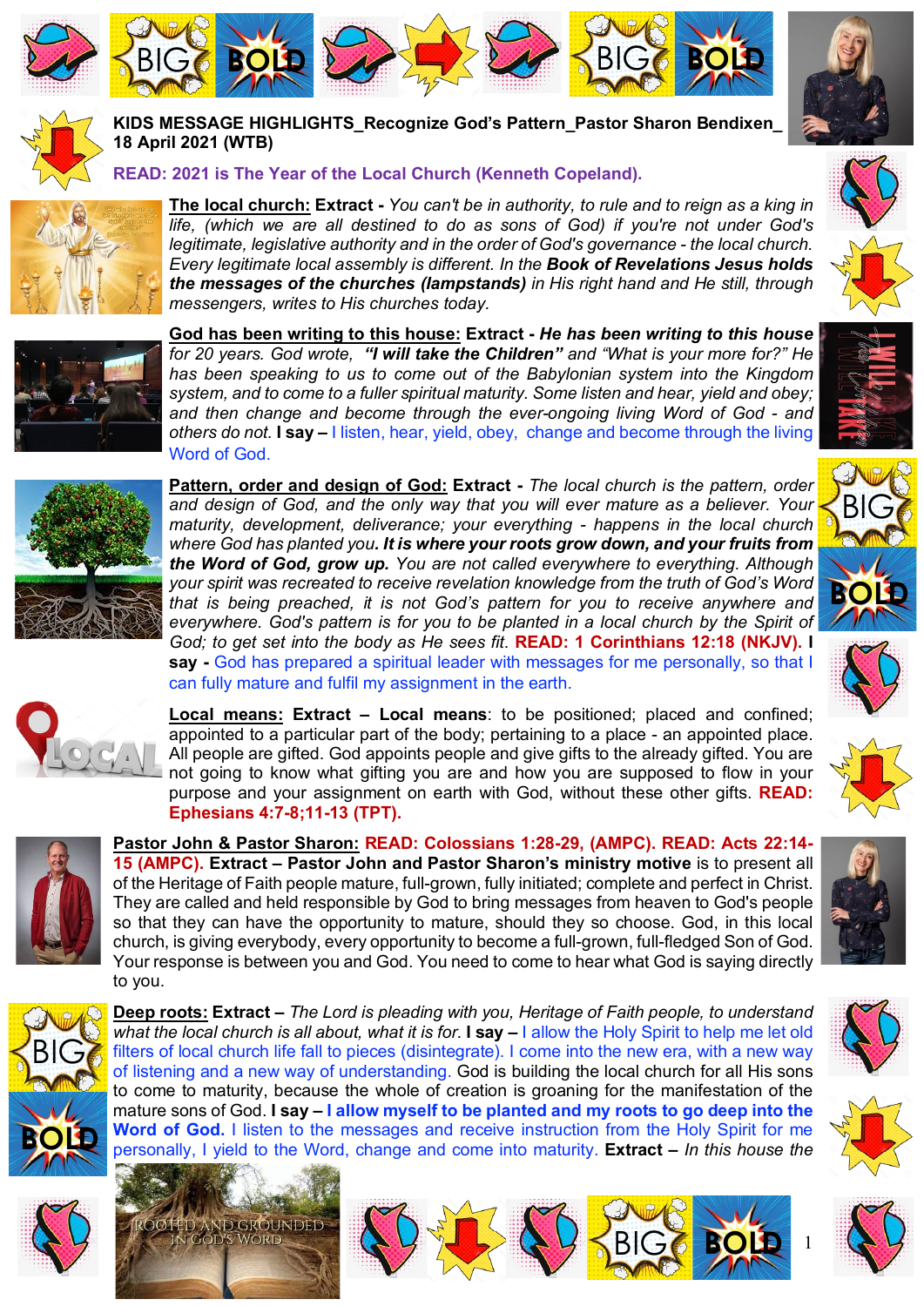**KIDS MESSAGE HIGHLIGHTS_Recognize God's Pattern_Pastor Sharon Bendixen_ 18 April 2021 (WTB)**

**READ: 2021 is The Year of the Local Church (Kenneth Copeland).**

**The local church: Extract -** *You can't be in authority, to rule and to reign as a king in life, (which we are all destined to do as sons of God) if you're not under God's legitimate, legislative authority and in the order of God's governance - the local church. Every legitimate local assembly is different. In the* ***Book of Revelations Jesus holds the messages of the churches (lampstands)*** *in His right hand and He still, through messengers, writes to His churches today.*

**God has been writing to this house: Extract -** ***He has been writing to this house*** *for 20 years. God wrote,* ***"I will take the Children"*** *and "What is your more for?" He has been speaking to us to come out of the Babylonian system into the Kingdom system, and to come to a fuller spiritual maturity. Some listen and hear, yield and obey; and then change and become through the ever-ongoing living Word of God - and others do not.* **I say –** I listen, hear, yield, obey, change and become through the living Word of God.

**Pattern, order and design of God: Extract -** *The local church is the pattern, order and design of God, and the only way that you will ever mature as a believer. Your maturity, development, deliverance; your everything - happens in the local church where God has planted you.* ***It is where your roots grow down, and your fruits from the Word of God, grow up.*** *You are not called everywhere to everything. Although your spirit was recreated to receive revelation knowledge from the truth of God's Word that is being preached, it is not God's pattern for you to receive anywhere and everywhere. God's pattern is for you to be planted in a local church by the Spirit of God; to get set into the body as He sees fit.* **READ: 1 Corinthians 12:18 (NKJV). I say -** God has prepared a spiritual leader with messages for me personally, so that I can fully mature and fulfil my assignment in the earth.

**Local means: Extract – Local means**: to be positioned; placed and confined; appointed to a particular part of the body; pertaining to a place - an appointed place. All people are gifted. God appoints people and give gifts to the already gifted. You are not going to know what gifting you are and how you are supposed to flow in your purpose and your assignment on earth with God, without these other gifts. **READ: Ephesians 4:7-8;11-13 (TPT).**

**Pastor John & Pastor Sharon: READ: Colossians 1:28-29, (AMPC). READ: Acts 22:14-15 (AMPC). Extract – Pastor John and Pastor Sharon's ministry motive** is to present all of the Heritage of Faith people mature, full-grown, fully initiated; complete and perfect in Christ. They are called and held responsible by God to bring messages from heaven to God's people so that they can have the opportunity to mature, should they so choose. God, in this local church, is giving everybody, every opportunity to become a full-grown, full-fledged Son of God. Your response is between you and God. You need to come to hear what God is saying directly to you.

**Deep roots: Extract –** *The Lord is pleading with you, Heritage of Faith people, to understand what the local church is all about, what it is for.* **I say –** I allow the Holy Spirit to help me let old filters of local church life fall to pieces (disintegrate). I come into the new era, with a new way of listening and a new way of understanding. God is building the local church for all His sons to come to maturity, because the whole of creation is groaning for the manifestation of the mature sons of God. **I say – I allow myself to be planted and my roots to go deep into the Word of God.** I listen to the messages and receive instruction from the Holy Spirit for me personally, I yield to the Word, change and come into maturity. **Extract –** *In this house the*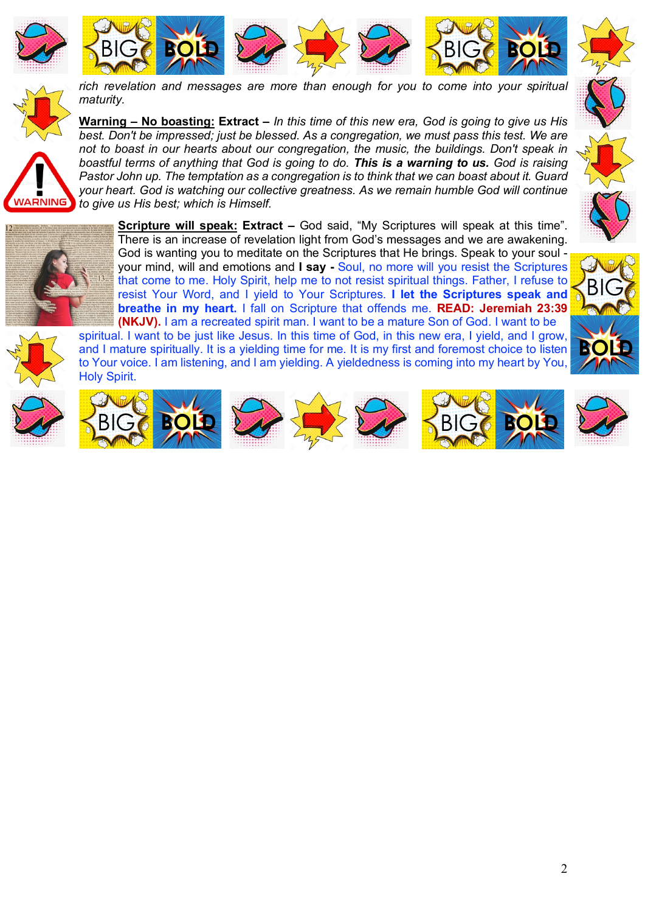*rich revelation and messages are more than enough for you to come into your spiritual maturity.*

**Warning – No boasting: Extract –** *In this time of this new era, God is going to give us His best. Don't be impressed; just be blessed. As a congregation, we must pass this test. We are not to boast in our hearts about our congregation, the music, the buildings. Don't speak in boastful terms of anything that God is going to do.* ***This is a warning to us.*** *God is raising Pastor John up. The temptation as a congregation is to think that we can boast about it. Guard your heart. God is watching our collective greatness. As we remain humble God will continue to give us His best; which is Himself.*

**Scripture will speak: Extract –** God said, "My Scriptures will speak at this time". There is an increase of revelation light from God's messages and we are awakening. God is wanting you to meditate on the Scriptures that He brings. Speak to your soul - your mind, will and emotions and **I say -** Soul, no more will you resist the Scriptures that come to me. Holy Spirit, help me to not resist spiritual things. Father, I refuse to resist Your Word, and I yield to Your Scriptures. **I let the Scriptures speak and breathe in my heart.** I fall on Scripture that offends me. **READ: Jeremiah 23:39 (NKJV).** I am a recreated spirit man. I want to be a mature Son of God. I want to be spiritual. I want to be just like Jesus. In this time of God, in this new era, I yield, and I grow, and I mature spiritually. It is a yielding time for me. It is my first and foremost choice to listen to Your voice. I am listening, and I am yielding. A yieldedness is coming into my heart by You, Holy Spirit.